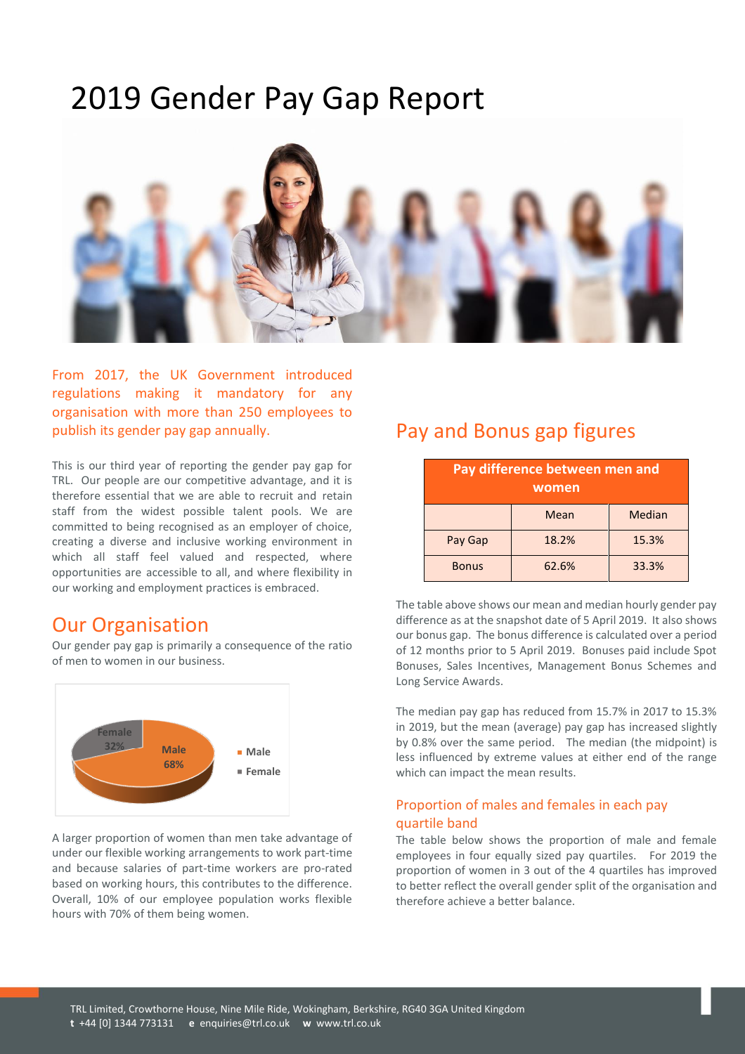# 2019 Gender Pay Gap Report

From 2017, the UK Government introduced regulations making it mandatory for any organisation with more than 250 employees to publish its gender pay gap annually.

This is our third year of reporting the gender pay gap for TRL. Our people are our competitive advantage, and it is therefore essential that we are able to recruit and retain staff from the widest possible talent pools. We are committed to being recognised as an employer of choice, creating a diverse and inclusive working environment in which all staff feel valued and respected, where opportunities are accessible to all, and where flexibility in our working and employment practices is embraced.

## Our Organisation

Our gender pay gap is primarily a consequence of the ratio of men to women in our business.

Female 32%
Male 68%

- Male
- Female

A larger proportion of women than men take advantage of under our flexible working arrangements to work part-time and because salaries of part-time workers are pro-rated based on working hours, this contributes to the difference. Overall, 10% of our employee population works flexible hours with 70% of them being women.

## Pay and Bonus gap figures

| Pay difference between men and women | | |
|---|---|---|
| | Mean | Median |
| Pay Gap | 18.2% | 15.3% |
| Bonus | 62.6% | 33.3% |

The table above shows our mean and median hourly gender pay difference as at the snapshot date of 5 April 2019. It also shows our bonus gap. The bonus difference is calculated over a period of 12 months prior to 5 April 2019. Bonuses paid include Spot Bonuses, Sales Incentives, Management Bonus Schemes and Long Service Awards.

The median pay gap has reduced from 15.7% in 2017 to 15.3% in 2019, but the mean (average) pay gap has increased slightly by 0.8% over the same period. The median (the midpoint) is less influenced by extreme values at either end of the range which can impact the mean results.

### Proportion of males and females in each pay quartile band

The table below shows the proportion of male and female employees in four equally sized pay quartiles. For 2019 the proportion of women in 3 out of the 4 quartiles has improved to better reflect the overall gender split of the organisation and therefore achieve a better balance.

TRL Limited, Crowthorne House, Nine Mile Ride, Wokingham, Berkshire, RG40 3GA United Kingdom
**t** +44 [0] 1344 773131 **e** enquiries@trl.co.uk **w** www.trl.co.uk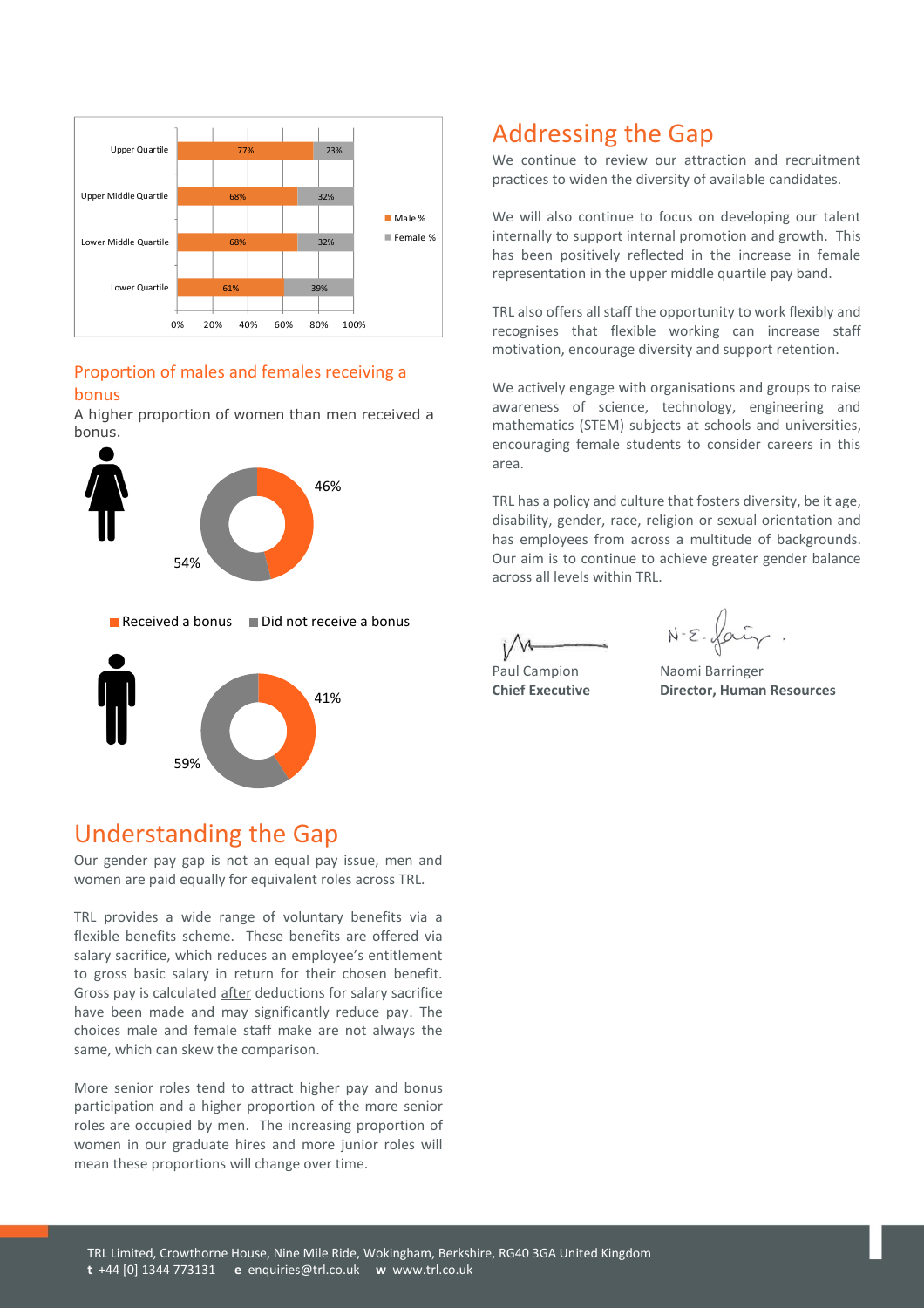Upper Quartile 77% 23%

Upper Middle Quartile 68% 32%

Lower Middle Quartile 68% 32%

Lower Quartile 61% 39%

0% 20% 40% 60% 80% 100%

Male %

Female %

## Proportion of males and females receiving a bonus

A higher proportion of women than men received a bonus.

46%

54%

Received a bonus   Did not receive a bonus

41%

59%

# Understanding the Gap

Our gender pay gap is not an equal pay issue, men and women are paid equally for equivalent roles across TRL.

TRL provides a wide range of voluntary benefits via a flexible benefits scheme. These benefits are offered via salary sacrifice, which reduces an employee's entitlement to gross basic salary in return for their chosen benefit. Gross pay is calculated after deductions for salary sacrifice have been made and may significantly reduce pay. The choices male and female staff make are not always the same, which can skew the comparison.

More senior roles tend to attract higher pay and bonus participation and a higher proportion of the more senior roles are occupied by men. The increasing proportion of women in our graduate hires and more junior roles will mean these proportions will change over time.

# Addressing the Gap

We continue to review our attraction and recruitment practices to widen the diversity of available candidates.

We will also continue to focus on developing our talent internally to support internal promotion and growth. This has been positively reflected in the increase in female representation in the upper middle quartile pay band.

TRL also offers all staff the opportunity to work flexibly and recognises that flexible working can increase staff motivation, encourage diversity and support retention.

We actively engage with organisations and groups to raise awareness of science, technology, engineering and mathematics (STEM) subjects at schools and universities, encouraging female students to consider careers in this area.

TRL has a policy and culture that fosters diversity, be it age, disability, gender, race, religion or sexual orientation and has employees from across a multitude of backgrounds. Our aim is to continue to achieve greater gender balance across all levels within TRL.

Paul Campion
**Chief Executive**

Naomi Barringer
**Director, Human Resources**

TRL Limited, Crowthorne House, Nine Mile Ride, Wokingham, Berkshire, RG40 3GA United Kingdom
**t** +44 [0] 1344 773131 **e** enquiries@trl.co.uk **w** www.trl.co.uk